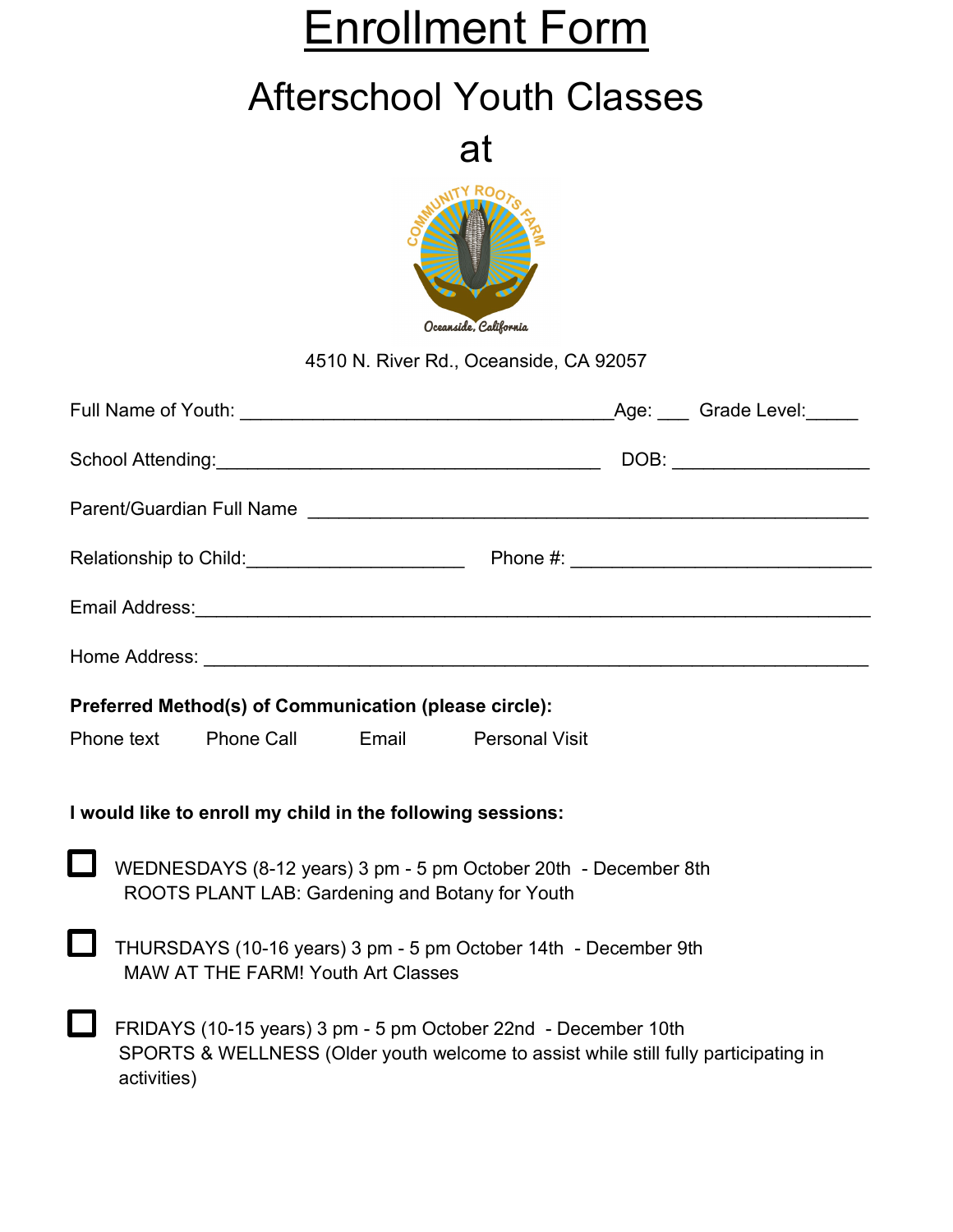# Enrollment Form

## Afterschool Youth Classes

## at

COMMUNITY ROOTS FARM

Oceanside, California

4510 N. River Rd., Oceanside, CA 92057

Full Name of Youth: ____________________________________Age: ___ Grade Level:_____

School Attending:_____________________________________ DOB: ___________________

Parent/Guardian Full Name ______________________________________________________

Relationship to Child:_____________________ Phone #: _____________________________

Email Address:_________________________________________________________________

Home Address: ________________________________________________________________

**Preferred Method(s) of Communication (please circle):**

Phone text     Phone Call     Email     Personal Visit

**I would like to enroll my child in the following sessions:**

☐ WEDNESDAYS (8-12 years) 3 pm - 5 pm October 20th - December 8th
ROOTS PLANT LAB: Gardening and Botany for Youth

☐ THURSDAYS (10-16 years) 3 pm - 5 pm October 14th - December 9th
MAW AT THE FARM! Youth Art Classes

☐ FRIDAYS (10-15 years) 3 pm - 5 pm October 22nd - December 10th
SPORTS & WELLNESS (Older youth welcome to assist while still fully participating in activities)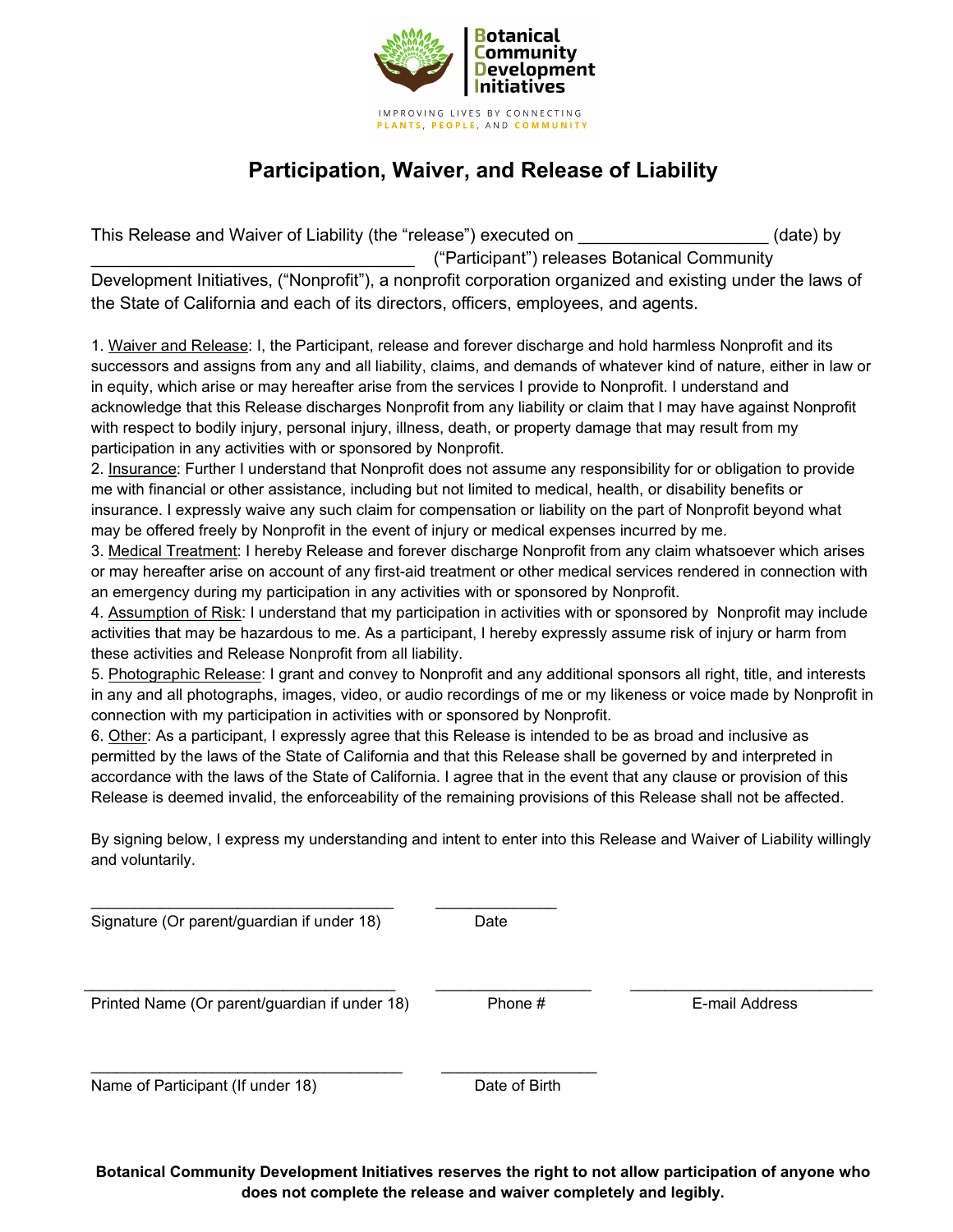Botanical Community Development Initiatives

IMPROVING LIVES BY CONNECTING PLANTS, PEOPLE, AND COMMUNITY

# Participation, Waiver, and Release of Liability

This Release and Waiver of Liability (the "release") executed on ____________________ (date) by __________________________________ ("Participant") releases Botanical Community Development Initiatives, ("Nonprofit"), a nonprofit corporation organized and existing under the laws of the State of California and each of its directors, officers, employees, and agents.

1. Waiver and Release: I, the Participant, release and forever discharge and hold harmless Nonprofit and its successors and assigns from any and all liability, claims, and demands of whatever kind of nature, either in law or in equity, which arise or may hereafter arise from the services I provide to Nonprofit. I understand and acknowledge that this Release discharges Nonprofit from any liability or claim that I may have against Nonprofit with respect to bodily injury, personal injury, illness, death, or property damage that may result from my participation in any activities with or sponsored by Nonprofit.
2. Insurance: Further I understand that Nonprofit does not assume any responsibility for or obligation to provide me with financial or other assistance, including but not limited to medical, health, or disability benefits or insurance. I expressly waive any such claim for compensation or liability on the part of Nonprofit beyond what may be offered freely by Nonprofit in the event of injury or medical expenses incurred by me.
3. Medical Treatment: I hereby Release and forever discharge Nonprofit from any claim whatsoever which arises or may hereafter arise on account of any first-aid treatment or other medical services rendered in connection with an emergency during my participation in any activities with or sponsored by Nonprofit.
4. Assumption of Risk: I understand that my participation in activities with or sponsored by Nonprofit may include activities that may be hazardous to me. As a participant, I hereby expressly assume risk of injury or harm from these activities and Release Nonprofit from all liability.
5. Photographic Release: I grant and convey to Nonprofit and any additional sponsors all right, title, and interests in any and all photographs, images, video, or audio recordings of me or my likeness or voice made by Nonprofit in connection with my participation in activities with or sponsored by Nonprofit.
6. Other: As a participant, I expressly agree that this Release is intended to be as broad and inclusive as permitted by the laws of the State of California and that this Release shall be governed by and interpreted in accordance with the laws of the State of California. I agree that in the event that any clause or provision of this Release is deemed invalid, the enforceability of the remaining provisions of this Release shall not be affected.

By signing below, I express my understanding and intent to enter into this Release and Waiver of Liability willingly and voluntarily.

___________________________________ &nbsp;&nbsp; ______________
Signature (Or parent/guardian if under 18) &nbsp;&nbsp; Date

___________________________________ &nbsp;&nbsp; __________________ &nbsp;&nbsp; ____________________________
Printed Name (Or parent/guardian if under 18) &nbsp;&nbsp; Phone # &nbsp;&nbsp; E-mail Address

___________________________________ &nbsp;&nbsp; __________________
Name of Participant (If under 18) &nbsp;&nbsp; Date of Birth

**Botanical Community Development Initiatives reserves the right to not allow participation of anyone who does not complete the release and waiver completely and legibly.**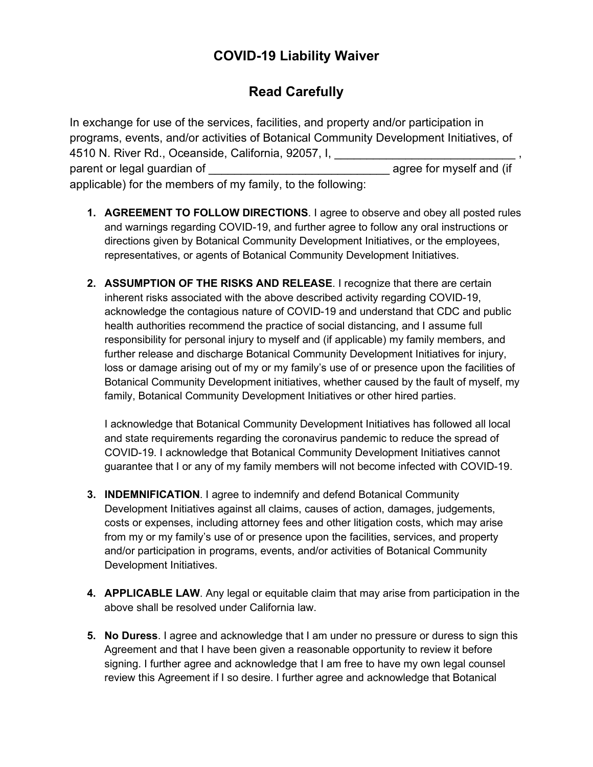# COVID-19 Liability Waiver

## Read Carefully

In exchange for use of the services, facilities, and property and/or participation in programs, events, and/or activities of Botanical Community Development Initiatives, of 4510 N. River Rd., Oceanside, California, 92057, I, ____________________________ , parent or legal guardian of ____________________________ agree for myself and (if applicable) for the members of my family, to the following:

1. **AGREEMENT TO FOLLOW DIRECTIONS**. I agree to observe and obey all posted rules and warnings regarding COVID-19, and further agree to follow any oral instructions or directions given by Botanical Community Development Initiatives, or the employees, representatives, or agents of Botanical Community Development Initiatives.

2. **ASSUMPTION OF THE RISKS AND RELEASE**. I recognize that there are certain inherent risks associated with the above described activity regarding COVID-19, acknowledge the contagious nature of COVID-19 and understand that CDC and public health authorities recommend the practice of social distancing, and I assume full responsibility for personal injury to myself and (if applicable) my family members, and further release and discharge Botanical Community Development Initiatives for injury, loss or damage arising out of my or my family's use of or presence upon the facilities of Botanical Community Development initiatives, whether caused by the fault of myself, my family, Botanical Community Development Initiatives or other hired parties.

   I acknowledge that Botanical Community Development Initiatives has followed all local and state requirements regarding the coronavirus pandemic to reduce the spread of COVID-19. I acknowledge that Botanical Community Development Initiatives cannot guarantee that I or any of my family members will not become infected with COVID-19.

3. **INDEMNIFICATION**. I agree to indemnify and defend Botanical Community Development Initiatives against all claims, causes of action, damages, judgements, costs or expenses, including attorney fees and other litigation costs, which may arise from my or my family's use of or presence upon the facilities, services, and property and/or participation in programs, events, and/or activities of Botanical Community Development Initiatives.

4. **APPLICABLE LAW**. Any legal or equitable claim that may arise from participation in the above shall be resolved under California law.

5. **No Duress**. I agree and acknowledge that I am under no pressure or duress to sign this Agreement and that I have been given a reasonable opportunity to review it before signing. I further agree and acknowledge that I am free to have my own legal counsel review this Agreement if I so desire. I further agree and acknowledge that Botanical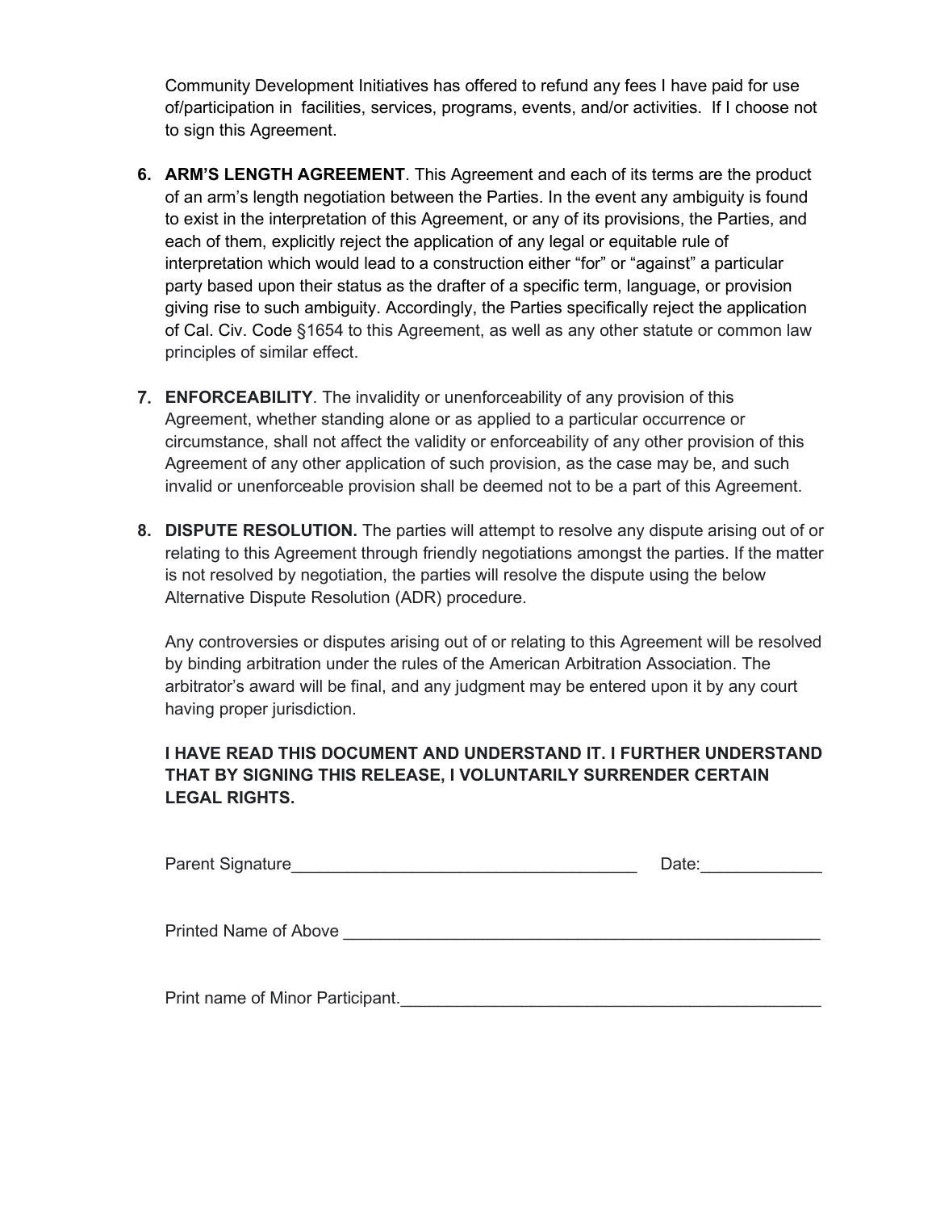Community Development Initiatives has offered to refund any fees I have paid for use of/participation in facilities, services, programs, events, and/or activities. If I choose not to sign this Agreement.

6. **ARM'S LENGTH AGREEMENT**. This Agreement and each of its terms are the product of an arm's length negotiation between the Parties. In the event any ambiguity is found to exist in the interpretation of this Agreement, or any of its provisions, the Parties, and each of them, explicitly reject the application of any legal or equitable rule of interpretation which would lead to a construction either "for" or "against" a particular party based upon their status as the drafter of a specific term, language, or provision giving rise to such ambiguity. Accordingly, the Parties specifically reject the application of Cal. Civ. Code §1654 to this Agreement, as well as any other statute or common law principles of similar effect.

7. **ENFORCEABILITY**. The invalidity or unenforceability of any provision of this Agreement, whether standing alone or as applied to a particular occurrence or circumstance, shall not affect the validity or enforceability of any other provision of this Agreement of any other application of such provision, as the case may be, and such invalid or unenforceable provision shall be deemed not to be a part of this Agreement.

8. **DISPUTE RESOLUTION.** The parties will attempt to resolve any dispute arising out of or relating to this Agreement through friendly negotiations amongst the parties. If the matter is not resolved by negotiation, the parties will resolve the dispute using the below Alternative Dispute Resolution (ADR) procedure.

   Any controversies or disputes arising out of or relating to this Agreement will be resolved by binding arbitration under the rules of the American Arbitration Association. The arbitrator's award will be final, and any judgment may be entered upon it by any court having proper jurisdiction.

   **I HAVE READ THIS DOCUMENT AND UNDERSTAND IT. I FURTHER UNDERSTAND THAT BY SIGNING THIS RELEASE, I VOLUNTARILY SURRENDER CERTAIN LEGAL RIGHTS.**

Parent Signature_____________________________________ Date:_____________

Printed Name of Above ____________________________________________________

Print name of Minor Participant.______________________________________________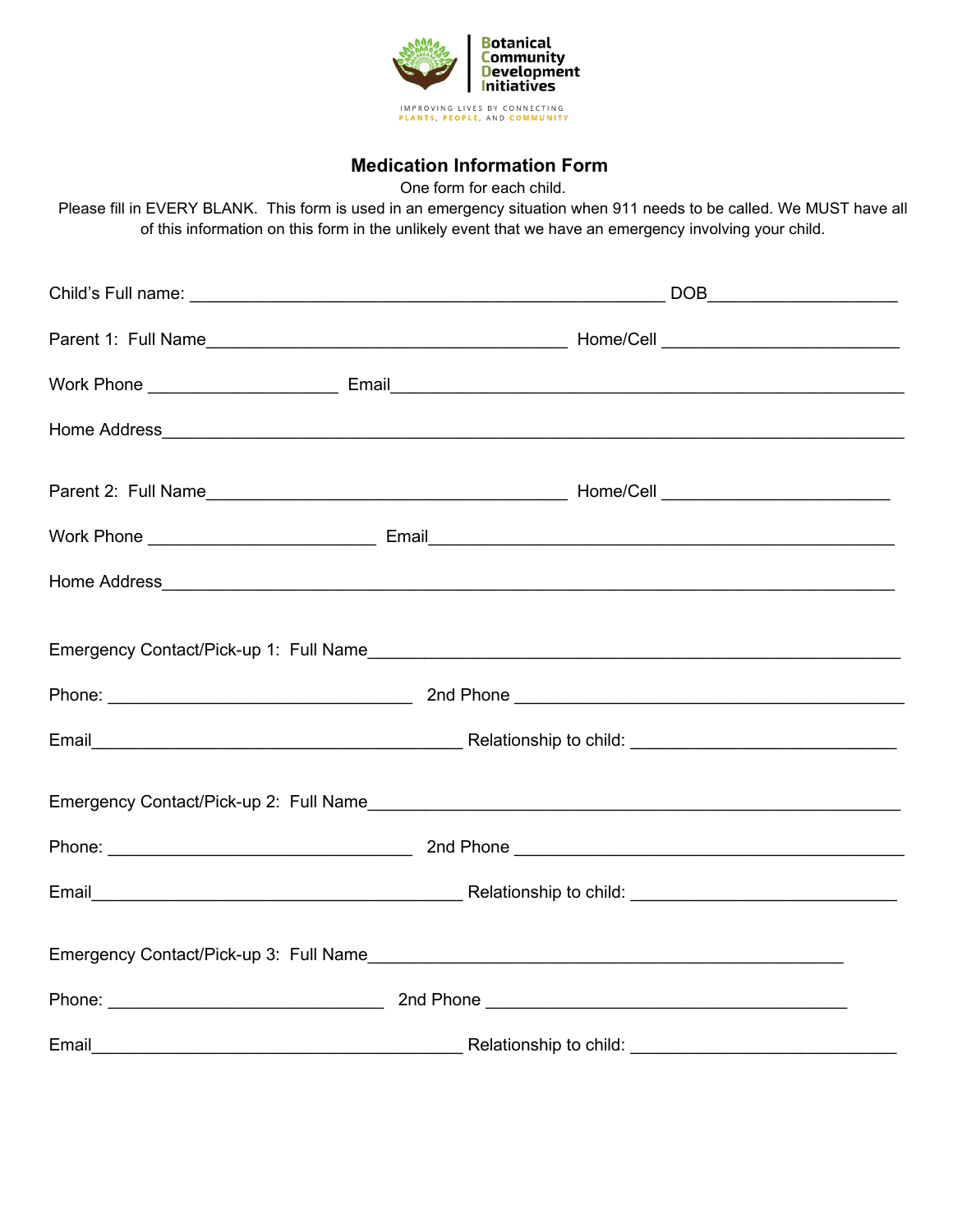Botanical Community Development Initiatives

IMPROVING LIVES BY CONNECTING PLANTS, PEOPLE, AND COMMUNITY

## Medication Information Form

One form for each child.

Please fill in EVERY BLANK. This form is used in an emergency situation when 911 needs to be called. We MUST have all of this information on this form in the unlikely event that we have an emergency involving your child.

Child's Full name: ____________________________________________________ DOB____________________

Parent 1: Full Name________________________________________ Home/Cell __________________________

Work Phone _____________________ Email_________________________________________________________

Home Address______________________________________________________________________________

Parent 2: Full Name________________________________________ Home/Cell _________________________

Work Phone _________________________ Email____________________________________________________

Home Address_____________________________________________________________________________

Emergency Contact/Pick-up 1: Full Name___________________________________________________________

Phone: _________________________________ 2nd Phone ________________________________________

Email_________________________________________ Relationship to child: _____________________________

Emergency Contact/Pick-up 2: Full Name___________________________________________________________

Phone: _________________________________ 2nd Phone ________________________________________

Email_________________________________________ Relationship to child: _____________________________

Emergency Contact/Pick-up 3: Full Name____________________________________________________

Phone: ______________________________ 2nd Phone ________________________________________

Email_________________________________________ Relationship to child: _____________________________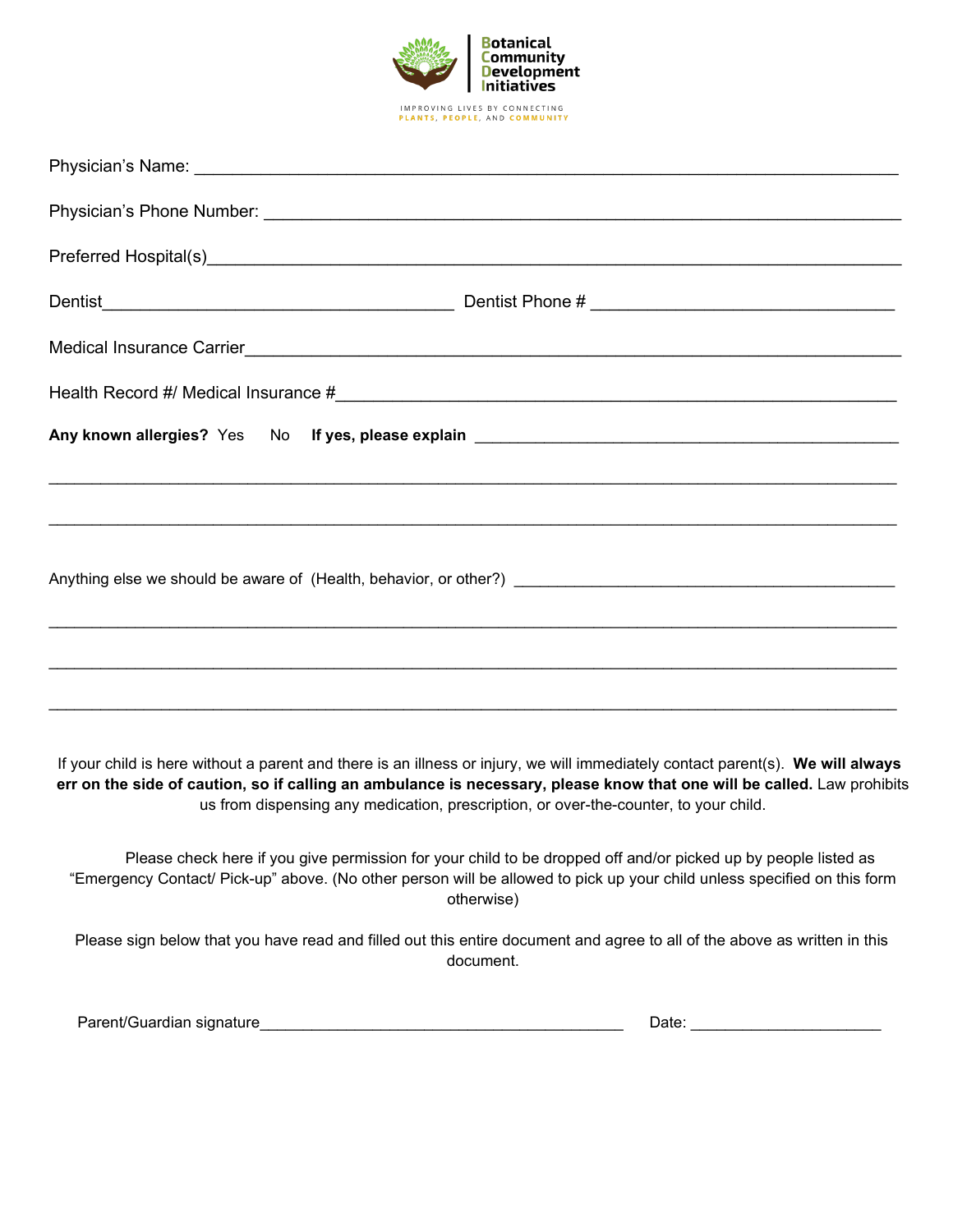Botanical Community Development Initiatives

IMPROVING LIVES BY CONNECTING PLANTS, PEOPLE, AND COMMUNITY

Physician's Name: ___________________________________________________________________

Physician's Phone Number: ____________________________________________________________

Preferred Hospital(s)_________________________________________________________________

Dentist____________________________________ Dentist Phone # ______________________________

Medical Insurance Carrier_____________________________________________________________

Health Record #/ Medical Insurance #____________________________________________________

**Any known allergies?** Yes No **If yes, please explain** ________________________________________

_____________________________________________________________________________________

_____________________________________________________________________________________

Anything else we should be aware of (Health, behavior, or other?) _______________________________

_____________________________________________________________________________________

_____________________________________________________________________________________

_____________________________________________________________________________________

If your child is here without a parent and there is an illness or injury, we will immediately contact parent(s). **We will always err on the side of caution, so if calling an ambulance is necessary, please know that one will be called.** Law prohibits us from dispensing any medication, prescription, or over-the-counter, to your child.

Please check here if you give permission for your child to be dropped off and/or picked up by people listed as "Emergency Contact/ Pick-up" above. (No other person will be allowed to pick up your child unless specified on this form otherwise)

Please sign below that you have read and filled out this entire document and agree to all of the above as written in this document.

Parent/Guardian signature__________________________________________ Date: ______________________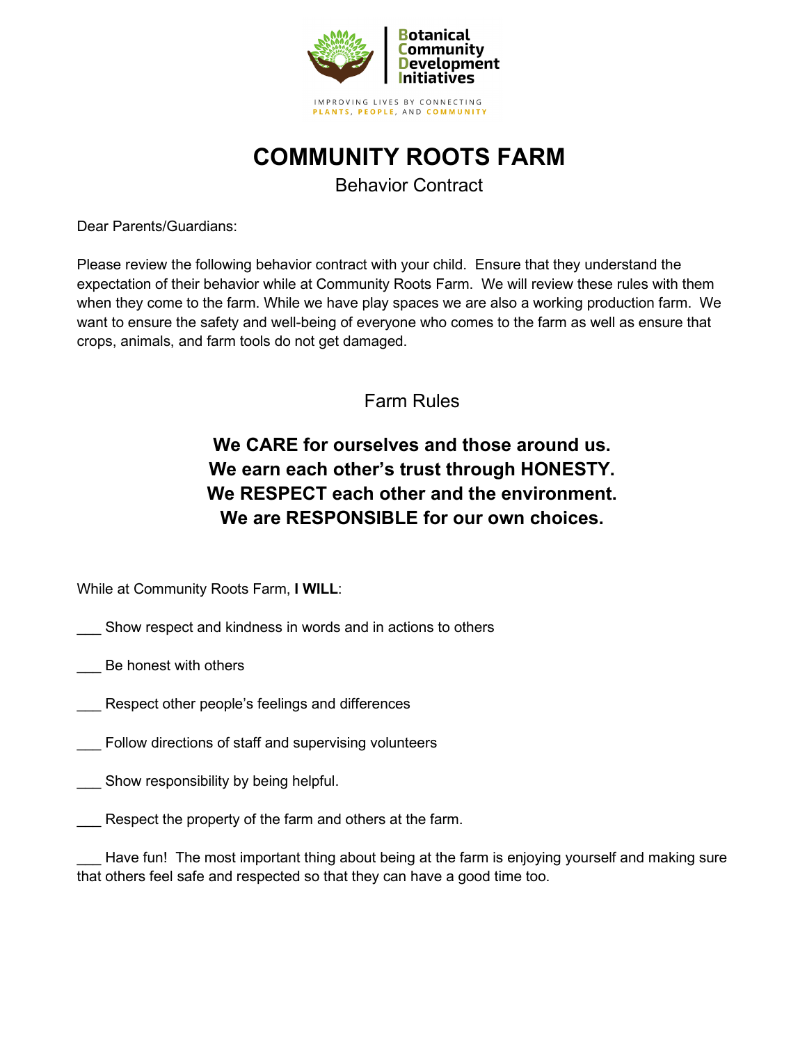Botanical Community Development Initiatives

IMPROVING LIVES BY CONNECTING PLANTS, PEOPLE, AND COMMUNITY

# COMMUNITY ROOTS FARM

Behavior Contract

Dear Parents/Guardians:

Please review the following behavior contract with your child. Ensure that they understand the expectation of their behavior while at Community Roots Farm. We will review these rules with them when they come to the farm. While we have play spaces we are also a working production farm. We want to ensure the safety and well-being of everyone who comes to the farm as well as ensure that crops, animals, and farm tools do not get damaged.

## Farm Rules

**We CARE for ourselves and those around us.**
**We earn each other's trust through HONESTY.**
**We RESPECT each other and the environment.**
**We are RESPONSIBLE for our own choices.**

While at Community Roots Farm, **I WILL**:

___ Show respect and kindness in words and in actions to others

___ Be honest with others

___ Respect other people's feelings and differences

___ Follow directions of staff and supervising volunteers

___ Show responsibility by being helpful.

___ Respect the property of the farm and others at the farm.

___ Have fun! The most important thing about being at the farm is enjoying yourself and making sure that others feel safe and respected so that they can have a good time too.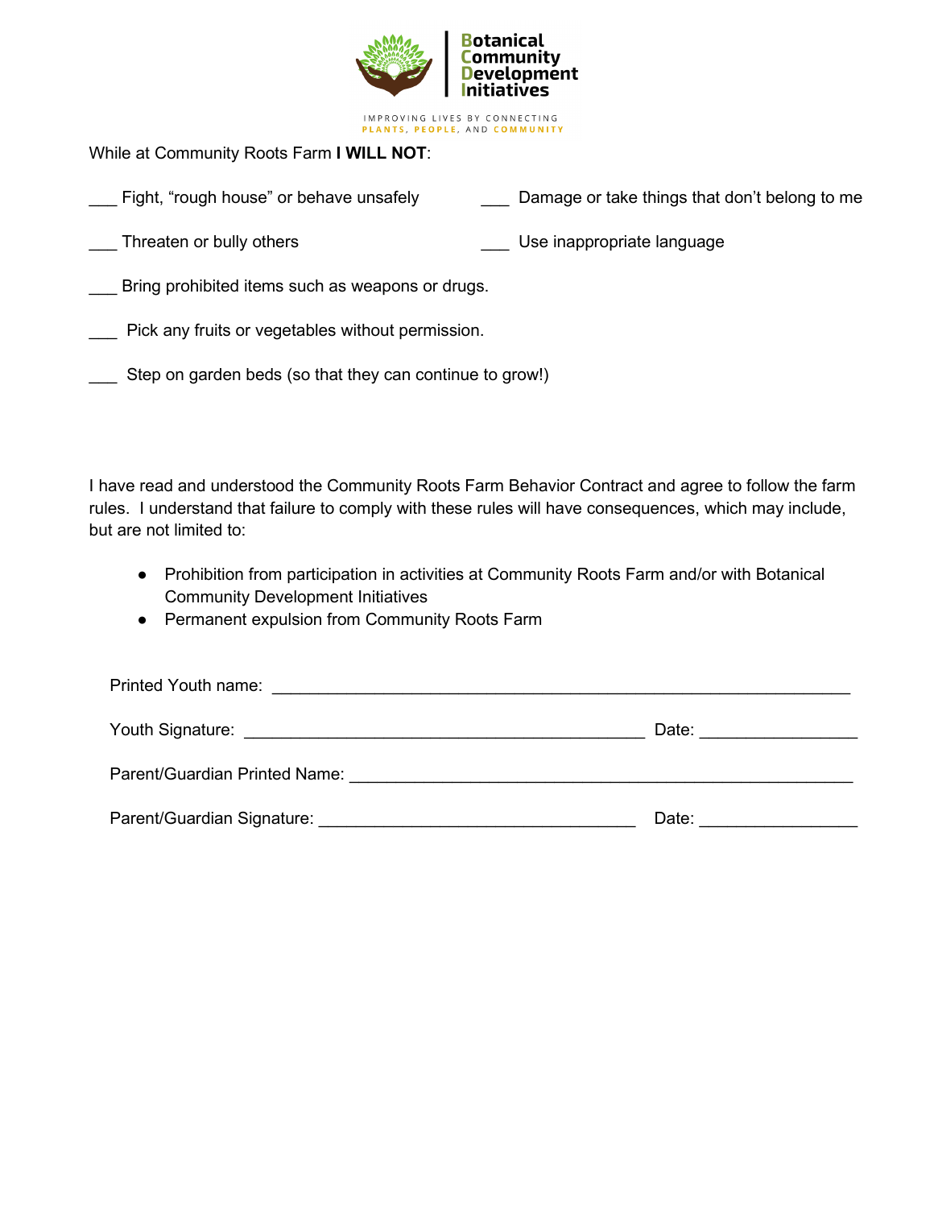Botanical Community Development Initiatives

IMPROVING LIVES BY CONNECTING PLANTS, PEOPLE, AND COMMUNITY

While at Community Roots Farm **I WILL NOT**:

___ Fight, "rough house" or behave unsafely

___ Damage or take things that don't belong to me

___ Threaten or bully others

___ Use inappropriate language

___ Bring prohibited items such as weapons or drugs.

___ Pick any fruits or vegetables without permission.

___ Step on garden beds (so that they can continue to grow!)

I have read and understood the Community Roots Farm Behavior Contract and agree to follow the farm rules. I understand that failure to comply with these rules will have consequences, which may include, but are not limited to:

- Prohibition from participation in activities at Community Roots Farm and/or with Botanical Community Development Initiatives
- Permanent expulsion from Community Roots Farm

Printed Youth name: ____________________________________________

Youth Signature: ______________________________ Date: ______________

Parent/Guardian Printed Name: ______________________________________

Parent/Guardian Signature: ______________________ Date: ______________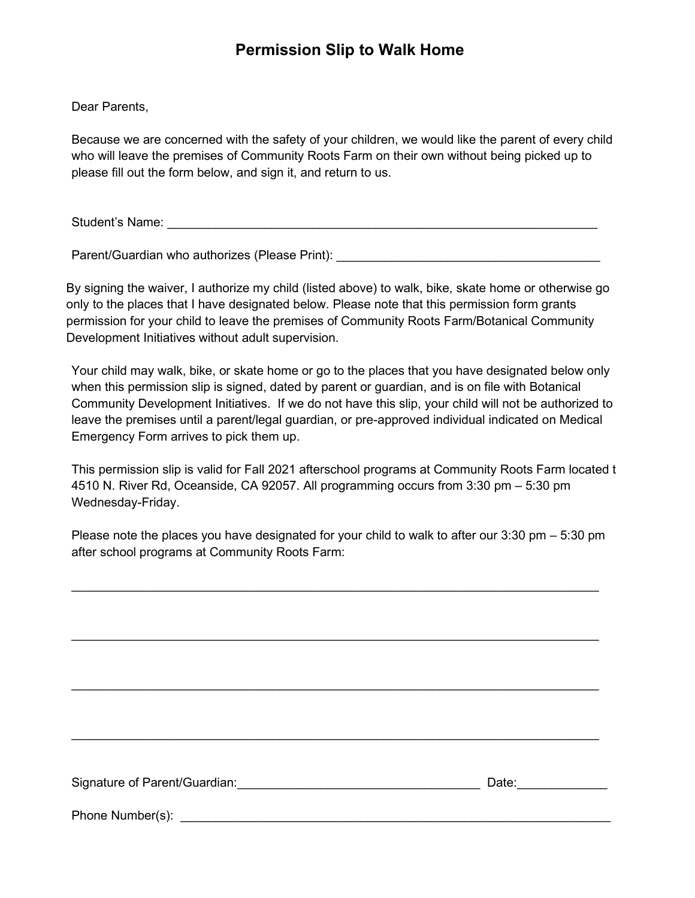# Permission Slip to Walk Home

Dear Parents,

Because we are concerned with the safety of your children, we would like the parent of every child who will leave the premises of Community Roots Farm on their own without being picked up to please fill out the form below, and sign it, and return to us.

Student's Name: ___________________________________________________________________

Parent/Guardian who authorizes (Please Print): ________________________________________

By signing the waiver, I authorize my child (listed above) to walk, bike, skate home or otherwise go only to the places that I have designated below. Please note that this permission form grants permission for your child to leave the premises of Community Roots Farm/Botanical Community Development Initiatives without adult supervision.

Your child may walk, bike, or skate home or go to the places that you have designated below only when this permission slip is signed, dated by parent or guardian, and is on file with Botanical Community Development Initiatives. If we do not have this slip, your child will not be authorized to leave the premises until a parent/legal guardian, or pre-approved individual indicated on Medical Emergency Form arrives to pick them up.

This permission slip is valid for Fall 2021 afterschool programs at Community Roots Farm located t 4510 N. River Rd, Oceanside, CA 92057. All programming occurs from 3:30 pm – 5:30 pm Wednesday-Friday.

Please note the places you have designated for your child to walk to after our 3:30 pm – 5:30 pm after school programs at Community Roots Farm:

________________________________________________________________________________

________________________________________________________________________________

________________________________________________________________________________

________________________________________________________________________________

Signature of Parent/Guardian:____________________________________ Date:_____________

Phone Number(s): _________________________________________________________________